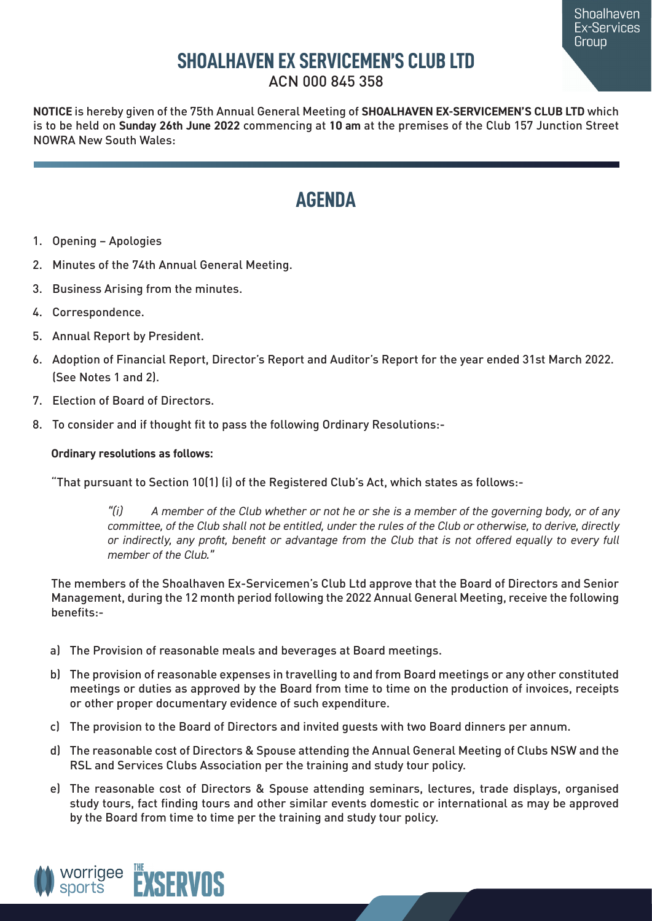# SHOALHAVEN EX SERVICEMEN'S CLUB LTD

ACN 000 845 358

**NOTICE** is hereby given of the 75th Annual General Meeting of **SHOALHAVEN EX-SERVICEMEN'S CLUB LTD** which is to be held on **Sunday 26th June 2022** commencing at **10 am** at the premises of the Club 157 Junction Street NOWRA New South Wales:

## AGENDA

1. Opening – Apologies
2. Minutes of the 74th Annual General Meeting.
3. Business Arising from the minutes.
4. Correspondence.
5. Annual Report by President.
6. Adoption of Financial Report, Director's Report and Auditor's Report for the year ended 31st March 2022. (See Notes 1 and 2).
7. Election of Board of Directors.
8. To consider and if thought fit to pass the following Ordinary Resolutions:-

**Ordinary resolutions as follows:**

"That pursuant to Section 10(1) (i) of the Registered Club's Act, which states as follows:-

> *"(i) A member of the Club whether or not he or she is a member of the governing body, or of any committee, of the Club shall not be entitled, under the rules of the Club or otherwise, to derive, directly or indirectly, any profit, benefit or advantage from the Club that is not offered equally to every full member of the Club."*

The members of the Shoalhaven Ex-Servicemen's Club Ltd approve that the Board of Directors and Senior Management, during the 12 month period following the 2022 Annual General Meeting, receive the following benefits:-

a) The Provision of reasonable meals and beverages at Board meetings.

b) The provision of reasonable expenses in travelling to and from Board meetings or any other constituted meetings or duties as approved by the Board from time to time on the production of invoices, receipts or other proper documentary evidence of such expenditure.

c) The provision to the Board of Directors and invited guests with two Board dinners per annum.

d) The reasonable cost of Directors & Spouse attending the Annual General Meeting of Clubs NSW and the RSL and Services Clubs Association per the training and study tour policy.

e) The reasonable cost of Directors & Spouse attending seminars, lectures, trade displays, organised study tours, fact finding tours and other similar events domestic or international as may be approved by the Board from time to time per the training and study tour policy.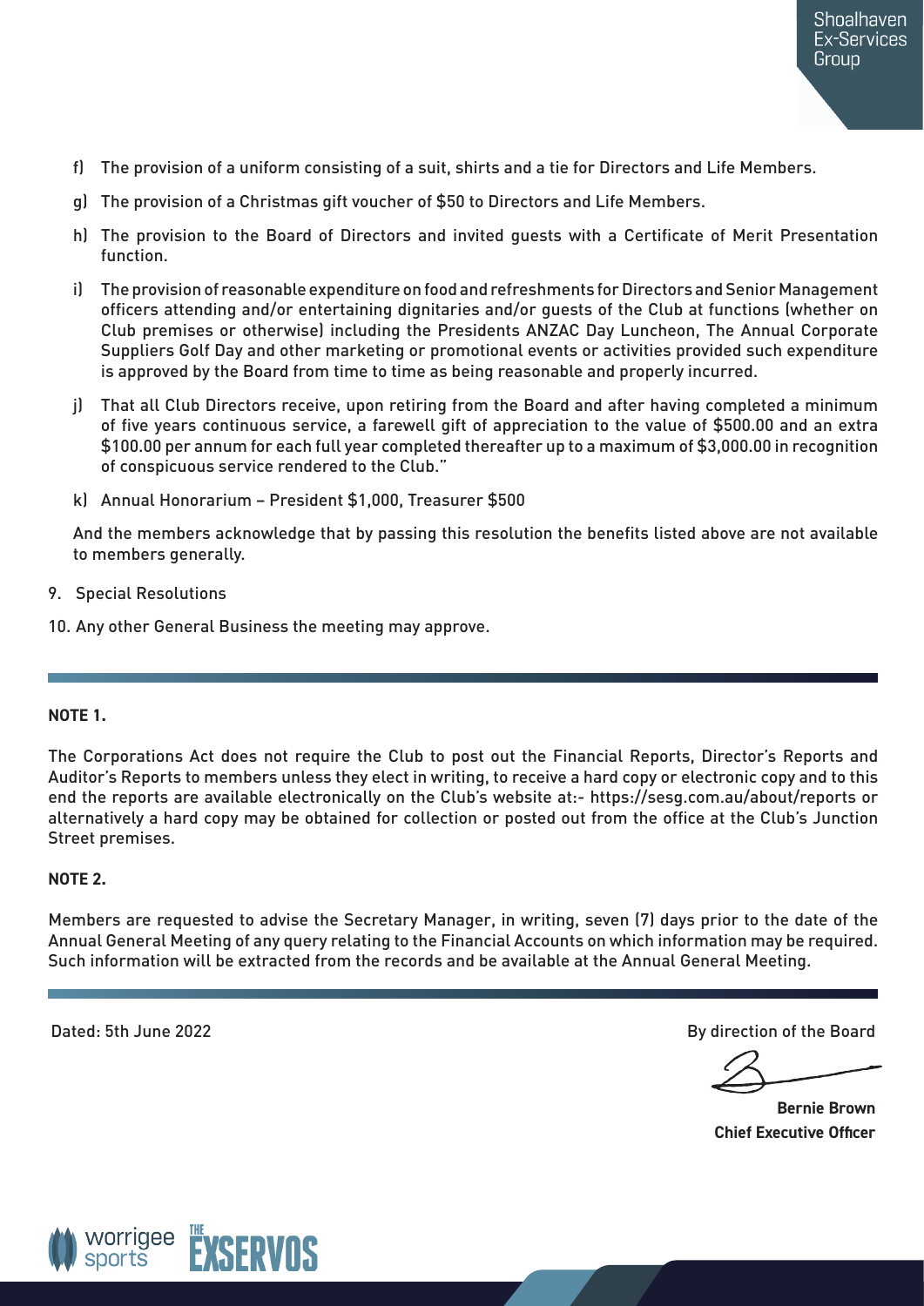f) The provision of a uniform consisting of a suit, shirts and a tie for Directors and Life Members.

g) The provision of a Christmas gift voucher of $50 to Directors and Life Members.

h) The provision to the Board of Directors and invited guests with a Certificate of Merit Presentation function.

i) The provision of reasonable expenditure on food and refreshments for Directors and Senior Management officers attending and/or entertaining dignitaries and/or guests of the Club at functions (whether on Club premises or otherwise) including the Presidents ANZAC Day Luncheon, The Annual Corporate Suppliers Golf Day and other marketing or promotional events or activities provided such expenditure is approved by the Board from time to time as being reasonable and properly incurred.

j) That all Club Directors receive, upon retiring from the Board and after having completed a minimum of five years continuous service, a farewell gift of appreciation to the value of $500.00 and an extra $100.00 per annum for each full year completed thereafter up to a maximum of $3,000.00 in recognition of conspicuous service rendered to the Club."

k) Annual Honorarium – President $1,000, Treasurer $500

And the members acknowledge that by passing this resolution the benefits listed above are not available to members generally.

9. Special Resolutions

10. Any other General Business the meeting may approve.

---

**NOTE 1.**

The Corporations Act does not require the Club to post out the Financial Reports, Director's Reports and Auditor's Reports to members unless they elect in writing, to receive a hard copy or electronic copy and to this end the reports are available electronically on the Club's website at:- https://sesg.com.au/about/reports or alternatively a hard copy may be obtained for collection or posted out from the office at the Club's Junction Street premises.

**NOTE 2.**

Members are requested to advise the Secretary Manager, in writing, seven (7) days prior to the date of the Annual General Meeting of any query relating to the Financial Accounts on which information may be required. Such information will be extracted from the records and be available at the Annual General Meeting.

---

Dated: 5th June 2022

By direction of the Board

**Bernie Brown**
**Chief Executive Officer**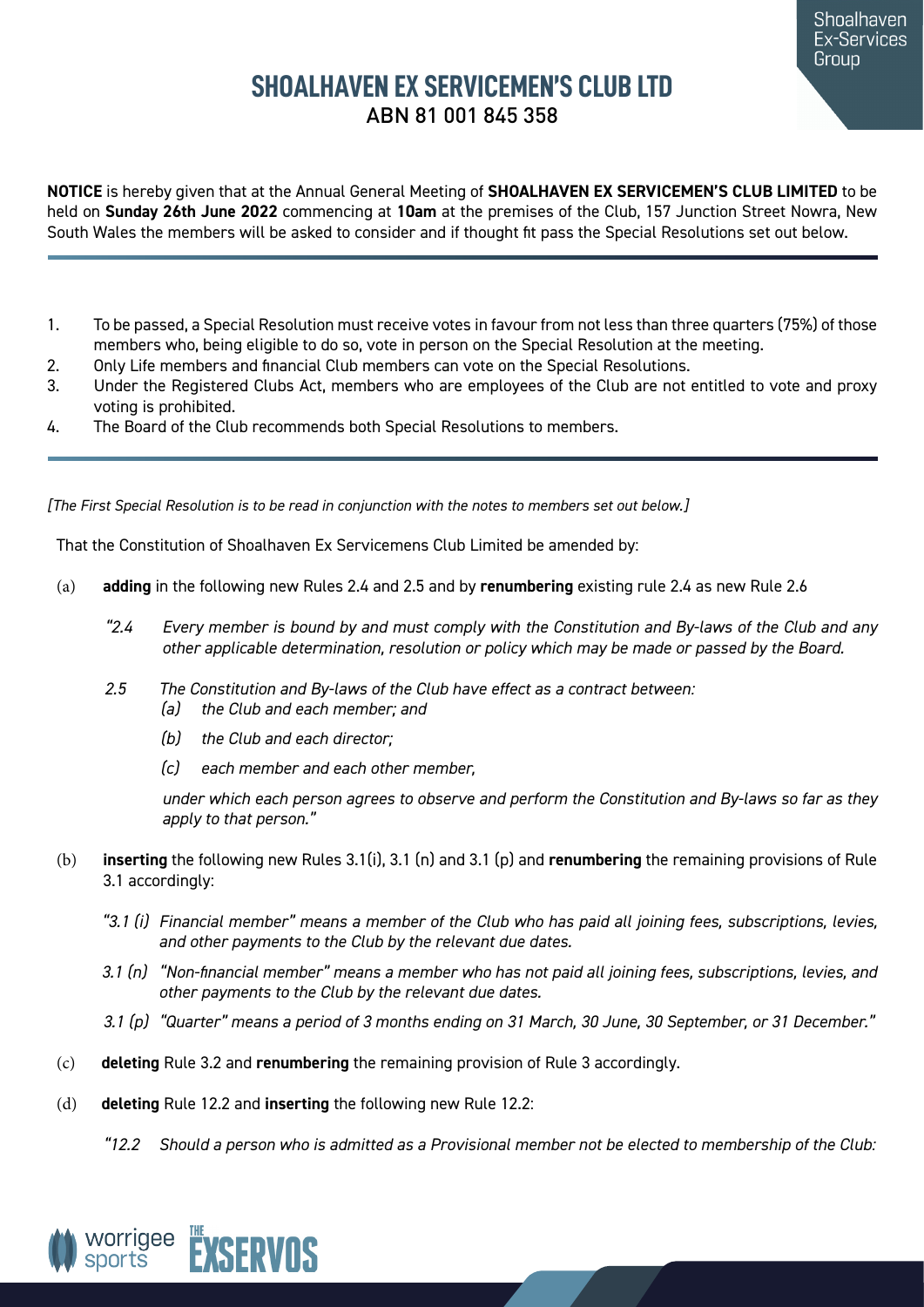# SHOALHAVEN EX SERVICEMEN'S CLUB LTD

ABN 81 001 845 358

**NOTICE** is hereby given that at the Annual General Meeting of **SHOALHAVEN EX SERVICEMEN'S CLUB LIMITED** to be held on **Sunday 26th June 2022** commencing at **10am** at the premises of the Club, 157 Junction Street Nowra, New South Wales the members will be asked to consider and if thought fit pass the Special Resolutions set out below.

1. To be passed, a Special Resolution must receive votes in favour from not less than three quarters (75%) of those members who, being eligible to do so, vote in person on the Special Resolution at the meeting.
2. Only Life members and financial Club members can vote on the Special Resolutions.
3. Under the Registered Clubs Act, members who are employees of the Club are not entitled to vote and proxy voting is prohibited.
4. The Board of the Club recommends both Special Resolutions to members.

*[The First Special Resolution is to be read in conjunction with the notes to members set out below.]*

That the Constitution of Shoalhaven Ex Servicemens Club Limited be amended by:

(a) **adding** in the following new Rules 2.4 and 2.5 and by **renumbering** existing rule 2.4 as new Rule 2.6

> *"2.4 Every member is bound by and must comply with the Constitution and By-laws of the Club and any other applicable determination, resolution or policy which may be made or passed by the Board.*
>
> *2.5 The Constitution and By-laws of the Club have effect as a contract between:*
> *(a) the Club and each member; and*
> *(b) the Club and each director;*
> *(c) each member and each other member,*
>
> *under which each person agrees to observe and perform the Constitution and By-laws so far as they apply to that person."*

(b) **inserting** the following new Rules 3.1(i), 3.1 (n) and 3.1 (p) and **renumbering** the remaining provisions of Rule 3.1 accordingly:

> *"3.1 (i) Financial member" means a member of the Club who has paid all joining fees, subscriptions, levies, and other payments to the Club by the relevant due dates.*
>
> *3.1 (n) "Non-financial member" means a member who has not paid all joining fees, subscriptions, levies, and other payments to the Club by the relevant due dates.*
>
> *3.1 (p) "Quarter" means a period of 3 months ending on 31 March, 30 June, 30 September, or 31 December."*

(c) **deleting** Rule 3.2 and **renumbering** the remaining provision of Rule 3 accordingly.

(d) **deleting** Rule 12.2 and **inserting** the following new Rule 12.2:

> *"12.2 Should a person who is admitted as a Provisional member not be elected to membership of the Club:*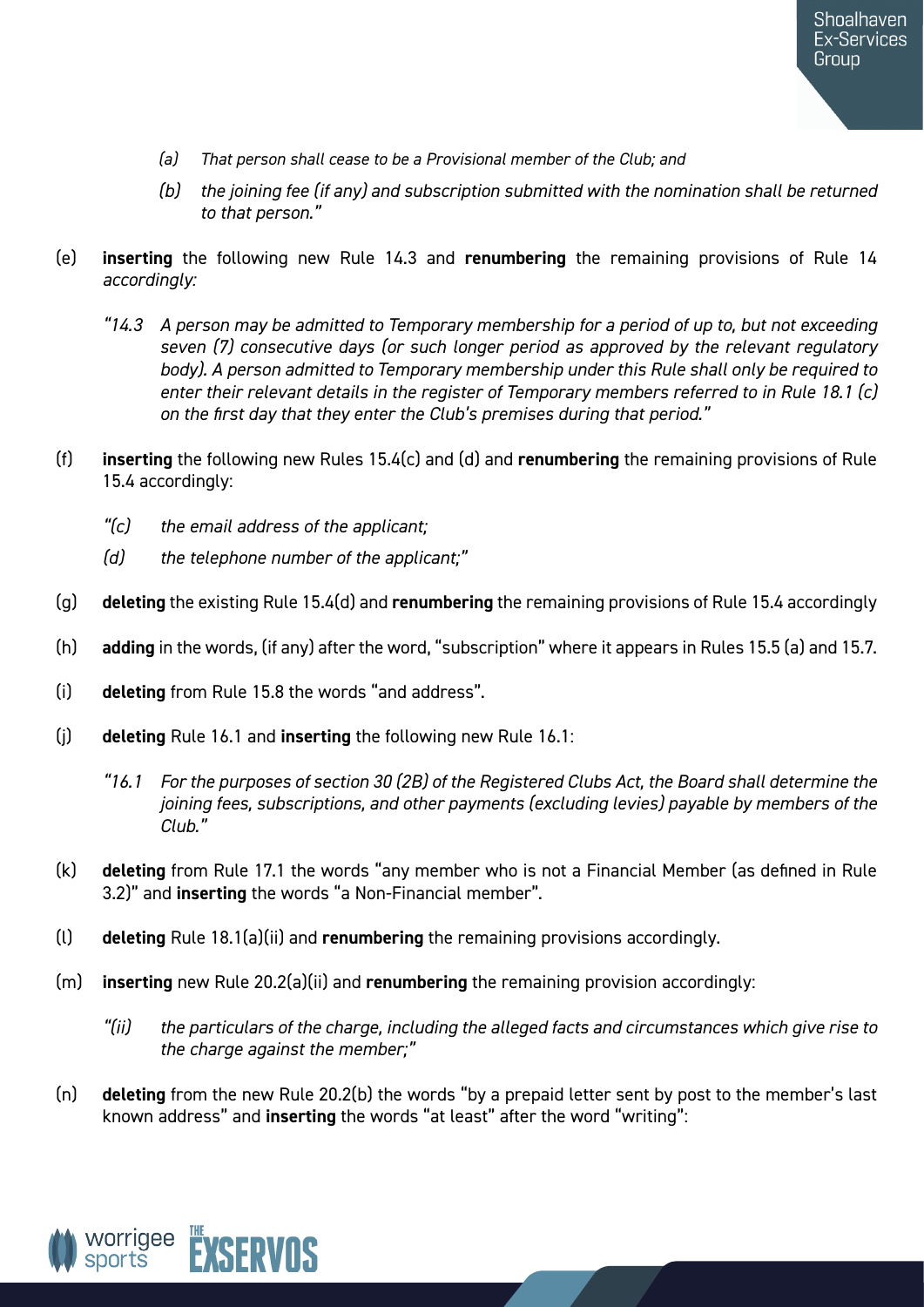*(a) That person shall cease to be a Provisional member of the Club; and*

   *(b) the joining fee (if any) and subscription submitted with the nomination shall be returned to that person."*

(e) **inserting** the following new Rule 14.3 and **renumbering** the remaining provisions of Rule 14 *accordingly:*

   *"14.3 A person may be admitted to Temporary membership for a period of up to, but not exceeding seven (7) consecutive days (or such longer period as approved by the relevant regulatory body). A person admitted to Temporary membership under this Rule shall only be required to enter their relevant details in the register of Temporary members referred to in Rule 18.1 (c) on the first day that they enter the Club's premises during that period."*

(f) **inserting** the following new Rules 15.4(c) and (d) and **renumbering** the remaining provisions of Rule 15.4 accordingly:

   *"(c) the email address of the applicant;*

   *(d) the telephone number of the applicant;"*

(g) **deleting** the existing Rule 15.4(d) and **renumbering** the remaining provisions of Rule 15.4 accordingly

(h) **adding** in the words, (if any) after the word, "subscription" where it appears in Rules 15.5 (a) and 15.7.

(i) **deleting** from Rule 15.8 the words "and address".

(j) **deleting** Rule 16.1 and **inserting** the following new Rule 16.1:

   *"16.1 For the purposes of section 30 (2B) of the Registered Clubs Act, the Board shall determine the joining fees, subscriptions, and other payments (excluding levies) payable by members of the Club."*

(k) **deleting** from Rule 17.1 the words "any member who is not a Financial Member (as defined in Rule 3.2)" and **inserting** the words "a Non-Financial member".

(l) **deleting** Rule 18.1(a)(ii) and **renumbering** the remaining provisions accordingly.

(m) **inserting** new Rule 20.2(a)(ii) and **renumbering** the remaining provision accordingly:

   *"(ii) the particulars of the charge, including the alleged facts and circumstances which give rise to the charge against the member;"*

(n) **deleting** from the new Rule 20.2(b) the words "by a prepaid letter sent by post to the member's last known address" and **inserting** the words "at least" after the word "writing":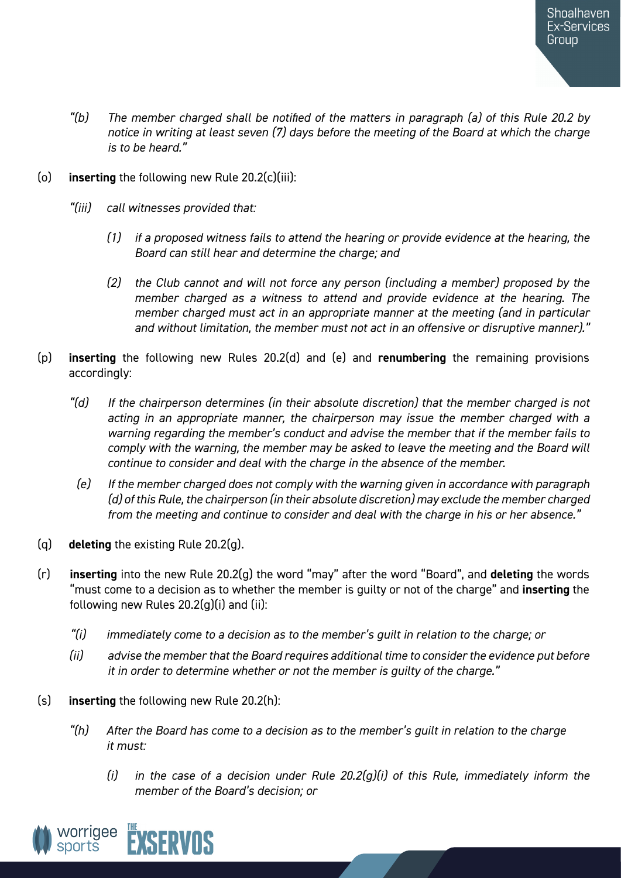*"(b) The member charged shall be notified of the matters in paragraph (a) of this Rule 20.2 by notice in writing at least seven (7) days before the meeting of the Board at which the charge is to be heard."*

(o) **inserting** the following new Rule 20.2(c)(iii):

*"(iii) call witnesses provided that:*

*(1) if a proposed witness fails to attend the hearing or provide evidence at the hearing, the Board can still hear and determine the charge; and*

*(2) the Club cannot and will not force any person (including a member) proposed by the member charged as a witness to attend and provide evidence at the hearing. The member charged must act in an appropriate manner at the meeting (and in particular and without limitation, the member must not act in an offensive or disruptive manner)."*

(p) **inserting** the following new Rules 20.2(d) and (e) and **renumbering** the remaining provisions accordingly:

*"(d) If the chairperson determines (in their absolute discretion) that the member charged is not acting in an appropriate manner, the chairperson may issue the member charged with a warning regarding the member's conduct and advise the member that if the member fails to comply with the warning, the member may be asked to leave the meeting and the Board will continue to consider and deal with the charge in the absence of the member.*

*(e) If the member charged does not comply with the warning given in accordance with paragraph (d) of this Rule, the chairperson (in their absolute discretion) may exclude the member charged from the meeting and continue to consider and deal with the charge in his or her absence."*

(q) **deleting** the existing Rule 20.2(g).

(r) **inserting** into the new Rule 20.2(g) the word "may" after the word "Board", and **deleting** the words "must come to a decision as to whether the member is guilty or not of the charge" and **inserting** the following new Rules 20.2(g)(i) and (ii):

*"(i) immediately come to a decision as to the member's guilt in relation to the charge; or*

*(ii) advise the member that the Board requires additional time to consider the evidence put before it in order to determine whether or not the member is guilty of the charge."*

(s) **inserting** the following new Rule 20.2(h):

*"(h) After the Board has come to a decision as to the member's guilt in relation to the charge it must:*

*(i) in the case of a decision under Rule 20.2(g)(i) of this Rule, immediately inform the member of the Board's decision; or*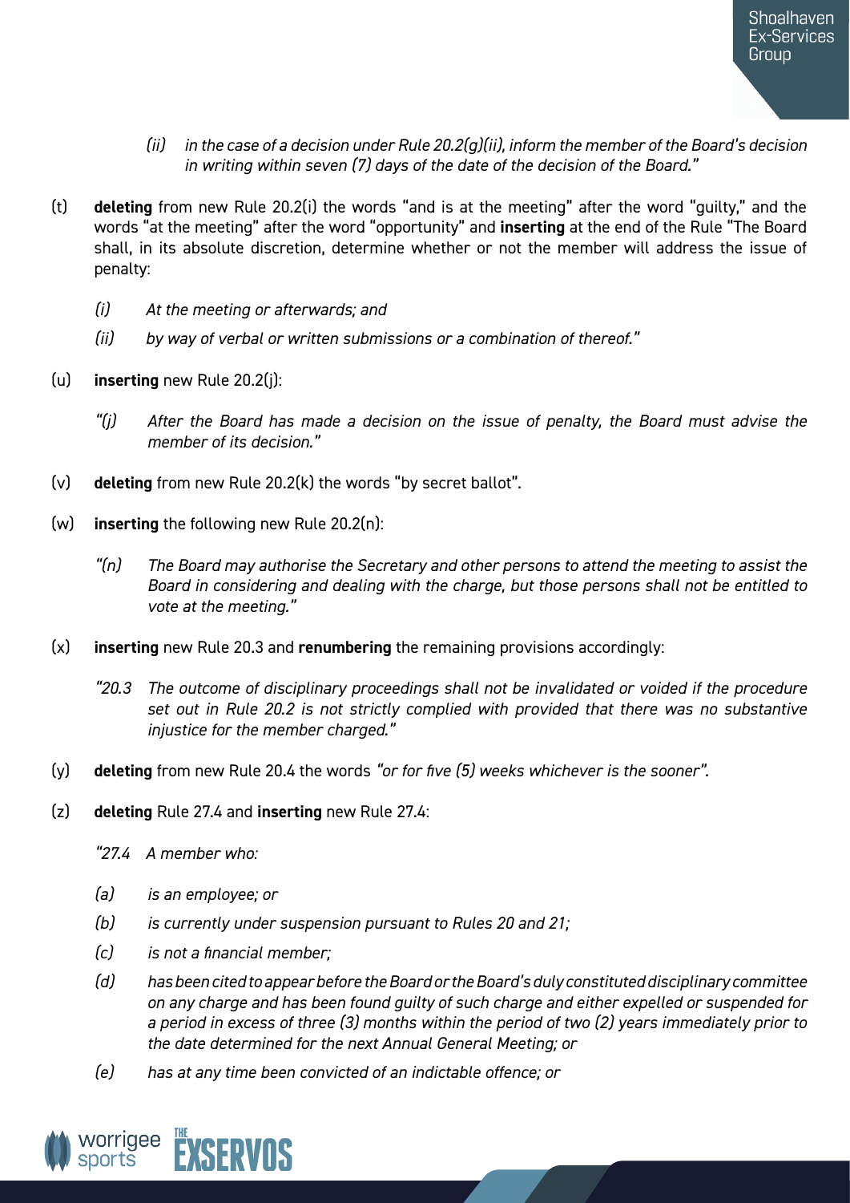*(ii) in the case of a decision under Rule 20.2(g)(ii), inform the member of the Board's decision in writing within seven (7) days of the date of the decision of the Board."*

(t) **deleting** from new Rule 20.2(i) the words "and is at the meeting" after the word "guilty," and the words "at the meeting" after the word "opportunity" and **inserting** at the end of the Rule "The Board shall, in its absolute discretion, determine whether or not the member will address the issue of penalty:

*(i) At the meeting or afterwards; and*

*(ii) by way of verbal or written submissions or a combination of thereof."*

(u) **inserting** new Rule 20.2(j):

*"(j) After the Board has made a decision on the issue of penalty, the Board must advise the member of its decision."*

(v) **deleting** from new Rule 20.2(k) the words "by secret ballot".

(w) **inserting** the following new Rule 20.2(n):

*"(n) The Board may authorise the Secretary and other persons to attend the meeting to assist the Board in considering and dealing with the charge, but those persons shall not be entitled to vote at the meeting."*

(x) **inserting** new Rule 20.3 and **renumbering** the remaining provisions accordingly:

*"20.3 The outcome of disciplinary proceedings shall not be invalidated or voided if the procedure set out in Rule 20.2 is not strictly complied with provided that there was no substantive injustice for the member charged."*

(y) **deleting** from new Rule 20.4 the words *"or for five (5) weeks whichever is the sooner".*

(z) **deleting** Rule 27.4 and **inserting** new Rule 27.4:

*"27.4 A member who:*

*(a) is an employee; or*

*(b) is currently under suspension pursuant to Rules 20 and 21;*

*(c) is not a financial member;*

*(d) has been cited to appear before the Board or the Board's duly constituted disciplinary committee on any charge and has been found guilty of such charge and either expelled or suspended for a period in excess of three (3) months within the period of two (2) years immediately prior to the date determined for the next Annual General Meeting; or*

*(e) has at any time been convicted of an indictable offence; or*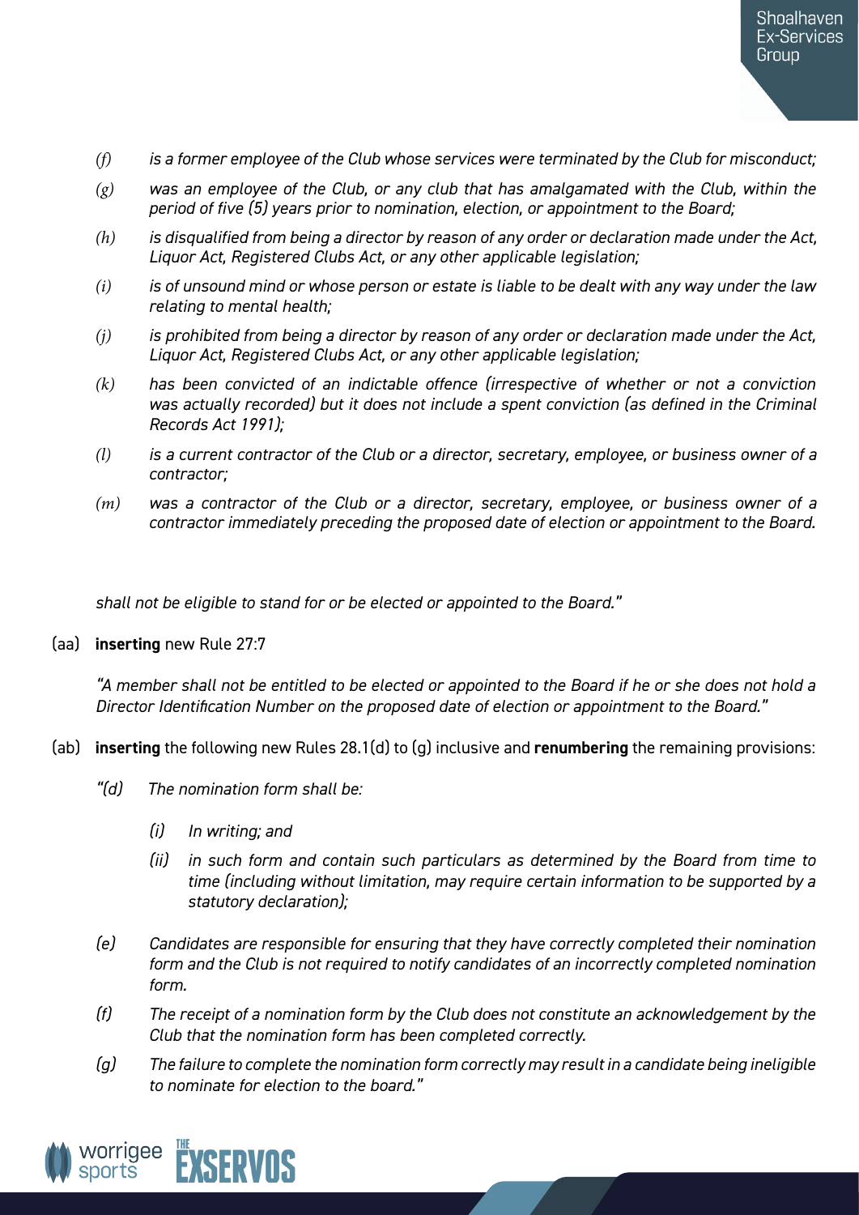*(f) is a former employee of the Club whose services were terminated by the Club for misconduct;*

*(g) was an employee of the Club, or any club that has amalgamated with the Club, within the period of five (5) years prior to nomination, election, or appointment to the Board;*

*(h) is disqualified from being a director by reason of any order or declaration made under the Act, Liquor Act, Registered Clubs Act, or any other applicable legislation;*

*(i) is of unsound mind or whose person or estate is liable to be dealt with any way under the law relating to mental health;*

*(j) is prohibited from being a director by reason of any order or declaration made under the Act, Liquor Act, Registered Clubs Act, or any other applicable legislation;*

*(k) has been convicted of an indictable offence (irrespective of whether or not a conviction was actually recorded) but it does not include a spent conviction (as defined in the Criminal Records Act 1991);*

*(l) is a current contractor of the Club or a director, secretary, employee, or business owner of a contractor;*

*(m) was a contractor of the Club or a director, secretary, employee, or business owner of a contractor immediately preceding the proposed date of election or appointment to the Board.*

*shall not be eligible to stand for or be elected or appointed to the Board."*

(aa) **inserting** new Rule 27:7

*"A member shall not be entitled to be elected or appointed to the Board if he or she does not hold a Director Identification Number on the proposed date of election or appointment to the Board."*

(ab) **inserting** the following new Rules 28.1(d) to (g) inclusive and **renumbering** the remaining provisions:

*"(d) The nomination form shall be:*

*(i) In writing; and*

*(ii) in such form and contain such particulars as determined by the Board from time to time (including without limitation, may require certain information to be supported by a statutory declaration);*

*(e) Candidates are responsible for ensuring that they have correctly completed their nomination form and the Club is not required to notify candidates of an incorrectly completed nomination form.*

*(f) The receipt of a nomination form by the Club does not constitute an acknowledgement by the Club that the nomination form has been completed correctly.*

*(g) The failure to complete the nomination form correctly may result in a candidate being ineligible to nominate for election to the board."*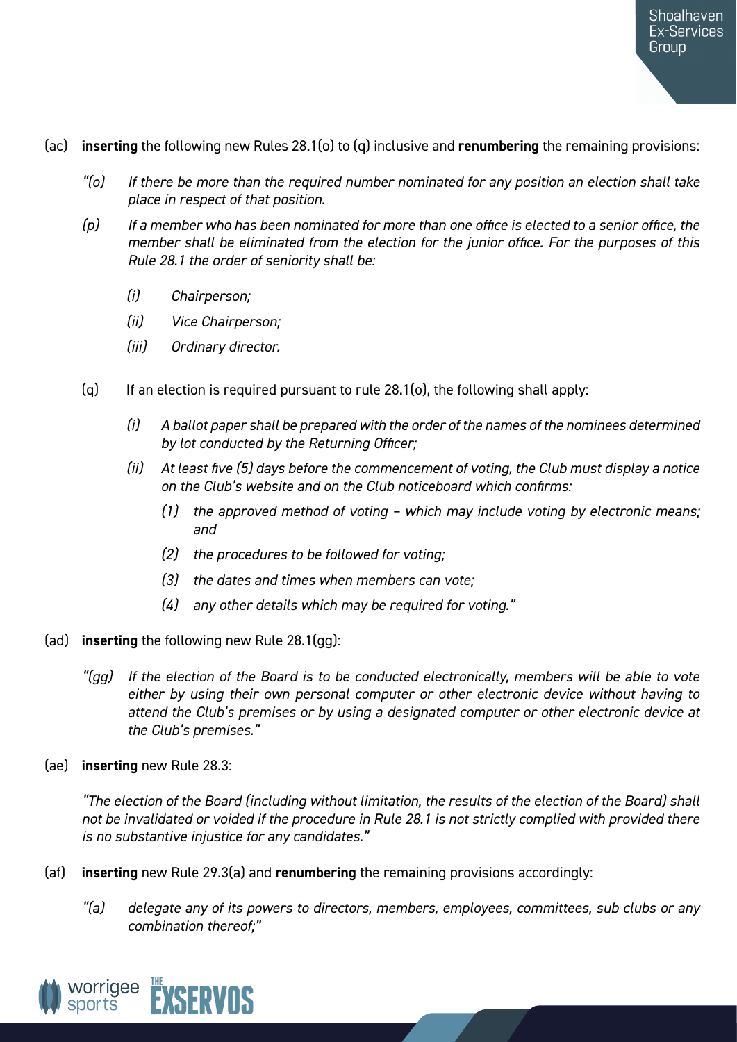(ac) **inserting** the following new Rules 28.1(o) to (q) inclusive and **renumbering** the remaining provisions:

> *"(o) If there be more than the required number nominated for any position an election shall take place in respect of that position.*
>
> *(p) If a member who has been nominated for more than one office is elected to a senior office, the member shall be eliminated from the election for the junior office. For the purposes of this Rule 28.1 the order of seniority shall be:*
>
> > *(i) Chairperson;*
> >
> > *(ii) Vice Chairperson;*
> >
> > *(iii) Ordinary director.*
>
> (q) If an election is required pursuant to rule 28.1(o), the following shall apply:
>
> > *(i) A ballot paper shall be prepared with the order of the names of the nominees determined by lot conducted by the Returning Officer;*
> >
> > *(ii) At least five (5) days before the commencement of voting, the Club must display a notice on the Club's website and on the Club noticeboard which confirms:*
> >
> > > *(1) the approved method of voting – which may include voting by electronic means; and*
> > >
> > > *(2) the procedures to be followed for voting;*
> > >
> > > *(3) the dates and times when members can vote;*
> > >
> > > *(4) any other details which may be required for voting."*

(ad) **inserting** the following new Rule 28.1(gg):

> *"(gg) If the election of the Board is to be conducted electronically, members will be able to vote either by using their own personal computer or other electronic device without having to attend the Club's premises or by using a designated computer or other electronic device at the Club's premises."*

(ae) **inserting** new Rule 28.3:

> *"The election of the Board (including without limitation, the results of the election of the Board) shall not be invalidated or voided if the procedure in Rule 28.1 is not strictly complied with provided there is no substantive injustice for any candidates."*

(af) **inserting** new Rule 29.3(a) and **renumbering** the remaining provisions accordingly:

> *"(a) delegate any of its powers to directors, members, employees, committees, sub clubs or any combination thereof;"*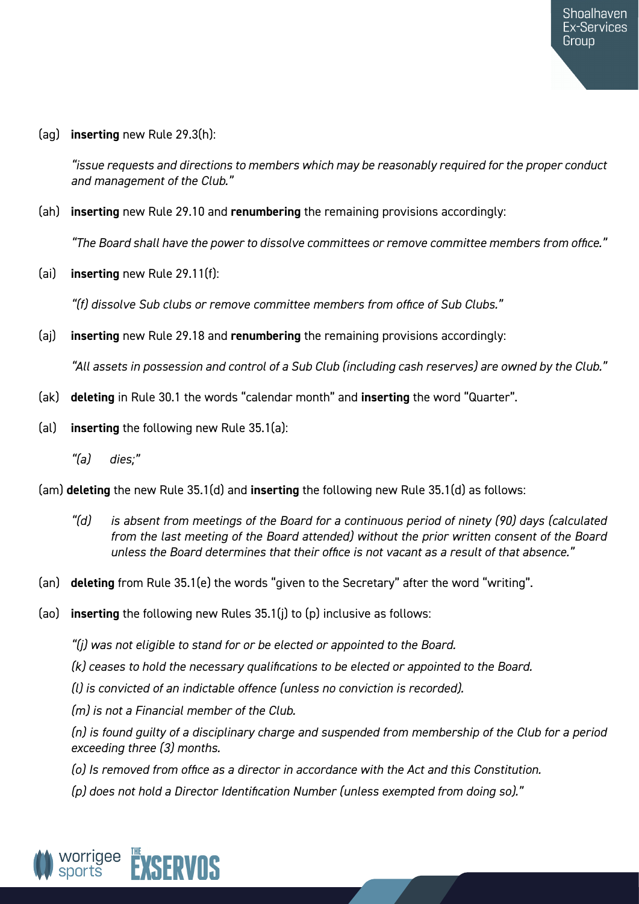(ag) **inserting** new Rule 29.3(h):

> *"issue requests and directions to members which may be reasonably required for the proper conduct and management of the Club."*

(ah) **inserting** new Rule 29.10 and **renumbering** the remaining provisions accordingly:

> *"The Board shall have the power to dissolve committees or remove committee members from office."*

(ai) **inserting** new Rule 29.11(f):

> *"(f) dissolve Sub clubs or remove committee members from office of Sub Clubs."*

(aj) **inserting** new Rule 29.18 and **renumbering** the remaining provisions accordingly:

> *"All assets in possession and control of a Sub Club (including cash reserves) are owned by the Club."*

(ak) **deleting** in Rule 30.1 the words "calendar month" and **inserting** the word "Quarter".

(al) **inserting** the following new Rule 35.1(a):

> *"(a) dies;"*

(am) **deleting** the new Rule 35.1(d) and **inserting** the following new Rule 35.1(d) as follows:

> *"(d) is absent from meetings of the Board for a continuous period of ninety (90) days (calculated from the last meeting of the Board attended) without the prior written consent of the Board unless the Board determines that their office is not vacant as a result of that absence."*

(an) **deleting** from Rule 35.1(e) the words "given to the Secretary" after the word "writing".

(ao) **inserting** the following new Rules 35.1(j) to (p) inclusive as follows:

> *"(j) was not eligible to stand for or be elected or appointed to the Board.*
>
> *(k) ceases to hold the necessary qualifications to be elected or appointed to the Board.*
>
> *(l) is convicted of an indictable offence (unless no conviction is recorded).*
>
> *(m) is not a Financial member of the Club.*
>
> *(n) is found guilty of a disciplinary charge and suspended from membership of the Club for a period exceeding three (3) months.*
>
> *(o) Is removed from office as a director in accordance with the Act and this Constitution.*
>
> *(p) does not hold a Director Identification Number (unless exempted from doing so)."*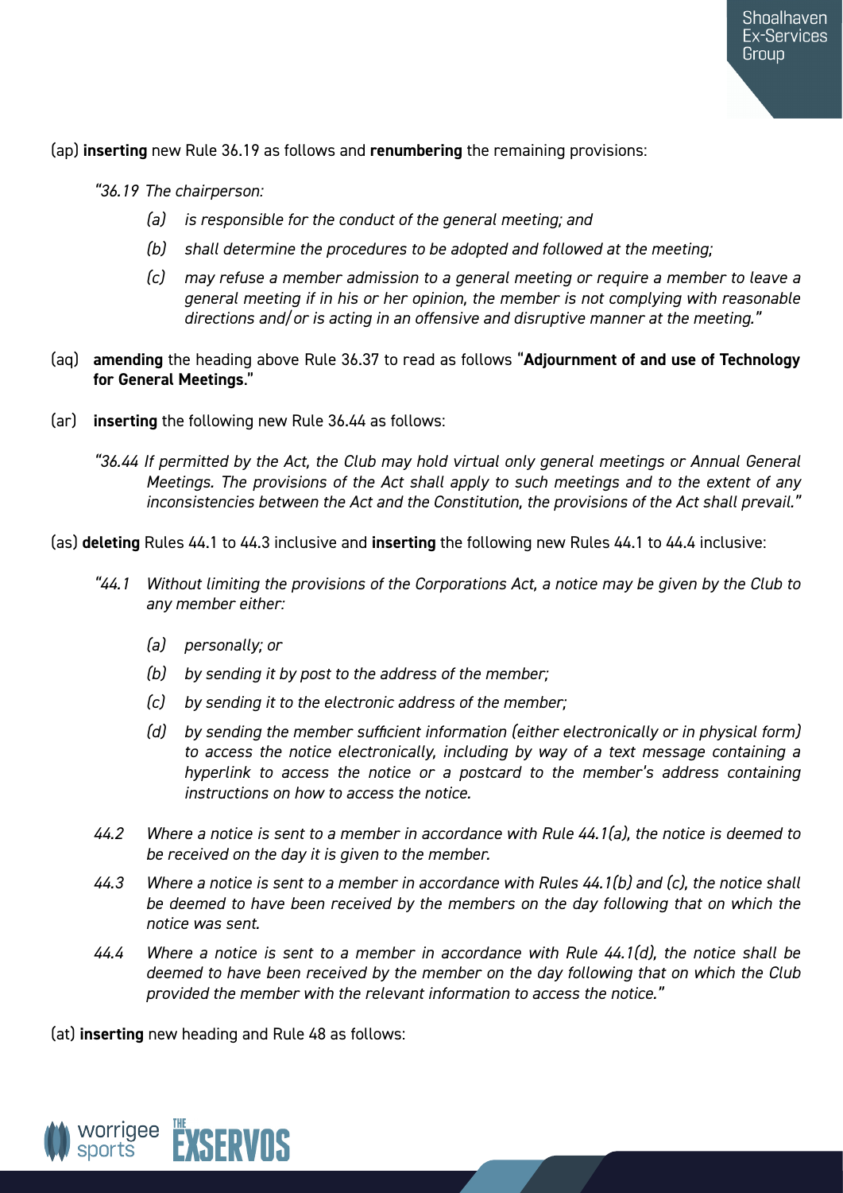(ap) **inserting** new Rule 36.19 as follows and **renumbering** the remaining provisions:

> *"36.19 The chairperson:*
>
> *(a) is responsible for the conduct of the general meeting; and*
>
> *(b) shall determine the procedures to be adopted and followed at the meeting;*
>
> *(c) may refuse a member admission to a general meeting or require a member to leave a general meeting if in his or her opinion, the member is not complying with reasonable directions and/or is acting in an offensive and disruptive manner at the meeting."*

(aq) **amending** the heading above Rule 36.37 to read as follows "**Adjournment of and use of Technology for General Meetings**."

(ar) **inserting** the following new Rule 36.44 as follows:

> *"36.44 If permitted by the Act, the Club may hold virtual only general meetings or Annual General Meetings. The provisions of the Act shall apply to such meetings and to the extent of any inconsistencies between the Act and the Constitution, the provisions of the Act shall prevail."*

(as) **deleting** Rules 44.1 to 44.3 inclusive and **inserting** the following new Rules 44.1 to 44.4 inclusive:

> *"44.1 Without limiting the provisions of the Corporations Act, a notice may be given by the Club to any member either:*
>
> *(a) personally; or*
>
> *(b) by sending it by post to the address of the member;*
>
> *(c) by sending it to the electronic address of the member;*
>
> *(d) by sending the member sufficient information (either electronically or in physical form) to access the notice electronically, including by way of a text message containing a hyperlink to access the notice or a postcard to the member's address containing instructions on how to access the notice.*
>
> *44.2 Where a notice is sent to a member in accordance with Rule 44.1(a), the notice is deemed to be received on the day it is given to the member.*
>
> *44.3 Where a notice is sent to a member in accordance with Rules 44.1(b) and (c), the notice shall be deemed to have been received by the members on the day following that on which the notice was sent.*
>
> *44.4 Where a notice is sent to a member in accordance with Rule 44.1(d), the notice shall be deemed to have been received by the member on the day following that on which the Club provided the member with the relevant information to access the notice."*

(at) **inserting** new heading and Rule 48 as follows: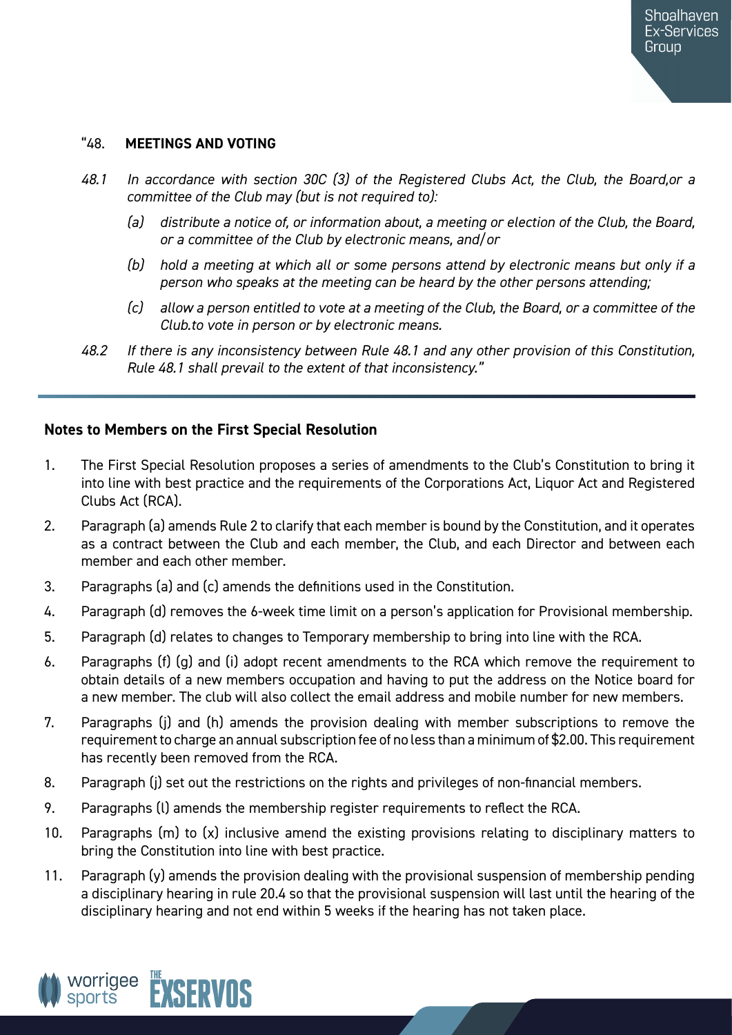"48. **MEETINGS AND VOTING**

*48.1 In accordance with section 30C (3) of the Registered Clubs Act, the Club, the Board,or a committee of the Club may (but is not required to):*

*(a) distribute a notice of, or information about, a meeting or election of the Club, the Board, or a committee of the Club by electronic means, and/or*

*(b) hold a meeting at which all or some persons attend by electronic means but only if a person who speaks at the meeting can be heard by the other persons attending;*

*(c) allow a person entitled to vote at a meeting of the Club, the Board, or a committee of the Club.to vote in person or by electronic means.*

*48.2 If there is any inconsistency between Rule 48.1 and any other provision of this Constitution, Rule 48.1 shall prevail to the extent of that inconsistency."*

## Notes to Members on the First Special Resolution

1. The First Special Resolution proposes a series of amendments to the Club's Constitution to bring it into line with best practice and the requirements of the Corporations Act, Liquor Act and Registered Clubs Act (RCA).
2. Paragraph (a) amends Rule 2 to clarify that each member is bound by the Constitution, and it operates as a contract between the Club and each member, the Club, and each Director and between each member and each other member.
3. Paragraphs (a) and (c) amends the definitions used in the Constitution.
4. Paragraph (d) removes the 6-week time limit on a person's application for Provisional membership.
5. Paragraph (d) relates to changes to Temporary membership to bring into line with the RCA.
6. Paragraphs (f) (g) and (i) adopt recent amendments to the RCA which remove the requirement to obtain details of a new members occupation and having to put the address on the Notice board for a new member. The club will also collect the email address and mobile number for new members.
7. Paragraphs (j) and (h) amends the provision dealing with member subscriptions to remove the requirement to charge an annual subscription fee of no less than a minimum of $2.00. This requirement has recently been removed from the RCA.
8. Paragraph (j) set out the restrictions on the rights and privileges of non-financial members.
9. Paragraphs (l) amends the membership register requirements to reflect the RCA.
10. Paragraphs (m) to (x) inclusive amend the existing provisions relating to disciplinary matters to bring the Constitution into line with best practice.
11. Paragraph (y) amends the provision dealing with the provisional suspension of membership pending a disciplinary hearing in rule 20.4 so that the provisional suspension will last until the hearing of the disciplinary hearing and not end within 5 weeks if the hearing has not taken place.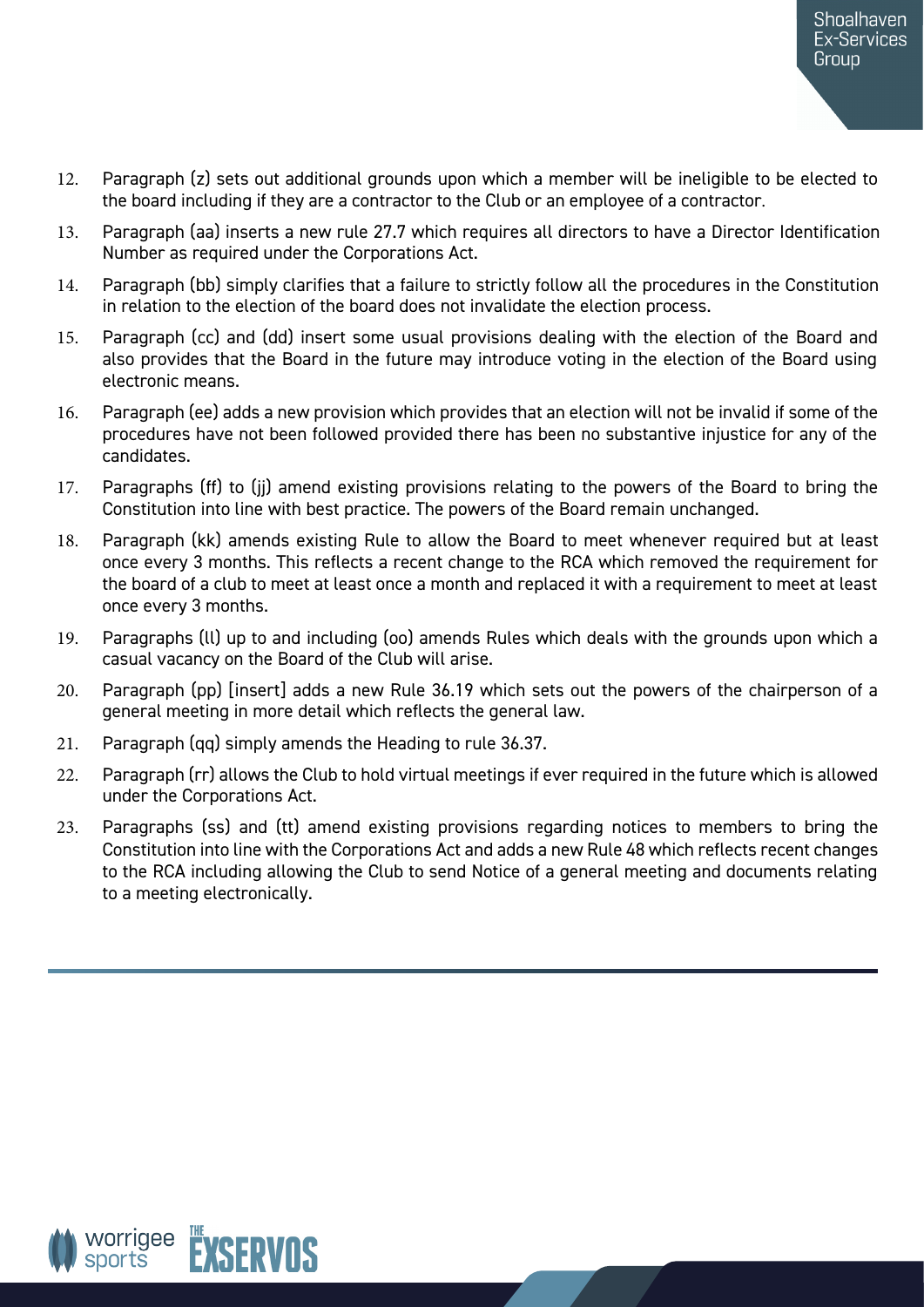12. Paragraph (z) sets out additional grounds upon which a member will be ineligible to be elected to the board including if they are a contractor to the Club or an employee of a contractor.

13. Paragraph (aa) inserts a new rule 27.7 which requires all directors to have a Director Identification Number as required under the Corporations Act.

14. Paragraph (bb) simply clarifies that a failure to strictly follow all the procedures in the Constitution in relation to the election of the board does not invalidate the election process.

15. Paragraph (cc) and (dd) insert some usual provisions dealing with the election of the Board and also provides that the Board in the future may introduce voting in the election of the Board using electronic means.

16. Paragraph (ee) adds a new provision which provides that an election will not be invalid if some of the procedures have not been followed provided there has been no substantive injustice for any of the candidates.

17. Paragraphs (ff) to (jj) amend existing provisions relating to the powers of the Board to bring the Constitution into line with best practice. The powers of the Board remain unchanged.

18. Paragraph (kk) amends existing Rule to allow the Board to meet whenever required but at least once every 3 months. This reflects a recent change to the RCA which removed the requirement for the board of a club to meet at least once a month and replaced it with a requirement to meet at least once every 3 months.

19. Paragraphs (ll) up to and including (oo) amends Rules which deals with the grounds upon which a casual vacancy on the Board of the Club will arise.

20. Paragraph (pp) [insert] adds a new Rule 36.19 which sets out the powers of the chairperson of a general meeting in more detail which reflects the general law.

21. Paragraph (qq) simply amends the Heading to rule 36.37.

22. Paragraph (rr) allows the Club to hold virtual meetings if ever required in the future which is allowed under the Corporations Act.

23. Paragraphs (ss) and (tt) amend existing provisions regarding notices to members to bring the Constitution into line with the Corporations Act and adds a new Rule 48 which reflects recent changes to the RCA including allowing the Club to send Notice of a general meeting and documents relating to a meeting electronically.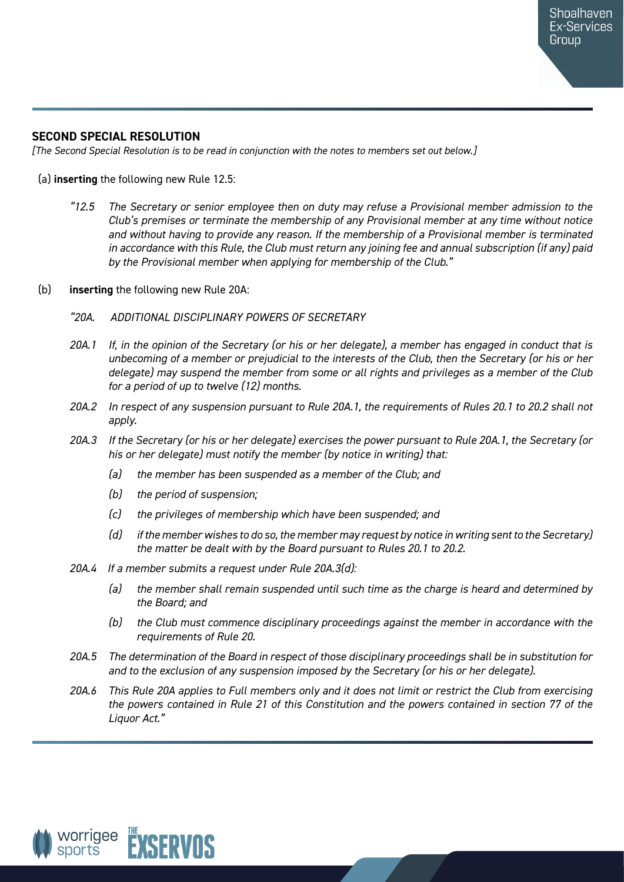## SECOND SPECIAL RESOLUTION

*[The Second Special Resolution is to be read in conjunction with the notes to members set out below.]*

(a) **inserting** the following new Rule 12.5:

> *"12.5 The Secretary or senior employee then on duty may refuse a Provisional member admission to the Club's premises or terminate the membership of any Provisional member at any time without notice and without having to provide any reason. If the membership of a Provisional member is terminated in accordance with this Rule, the Club must return any joining fee and annual subscription (if any) paid by the Provisional member when applying for membership of the Club."*

(b) **inserting** the following new Rule 20A:

> *"20A. ADDITIONAL DISCIPLINARY POWERS OF SECRETARY*
>
> *20A.1 If, in the opinion of the Secretary (or his or her delegate), a member has engaged in conduct that is unbecoming of a member or prejudicial to the interests of the Club, then the Secretary (or his or her delegate) may suspend the member from some or all rights and privileges as a member of the Club for a period of up to twelve (12) months.*
>
> *20A.2 In respect of any suspension pursuant to Rule 20A.1, the requirements of Rules 20.1 to 20.2 shall not apply.*
>
> *20A.3 If the Secretary (or his or her delegate) exercises the power pursuant to Rule 20A.1, the Secretary (or his or her delegate) must notify the member (by notice in writing) that:*
>
> *(a) the member has been suspended as a member of the Club; and*
>
> *(b) the period of suspension;*
>
> *(c) the privileges of membership which have been suspended; and*
>
> *(d) if the member wishes to do so, the member may request by notice in writing sent to the Secretary) the matter be dealt with by the Board pursuant to Rules 20.1 to 20.2.*
>
> *20A.4 If a member submits a request under Rule 20A.3(d):*
>
> *(a) the member shall remain suspended until such time as the charge is heard and determined by the Board; and*
>
> *(b) the Club must commence disciplinary proceedings against the member in accordance with the requirements of Rule 20.*
>
> *20A.5 The determination of the Board in respect of those disciplinary proceedings shall be in substitution for and to the exclusion of any suspension imposed by the Secretary (or his or her delegate).*
>
> *20A.6 This Rule 20A applies to Full members only and it does not limit or restrict the Club from exercising the powers contained in Rule 21 of this Constitution and the powers contained in section 77 of the Liquor Act."*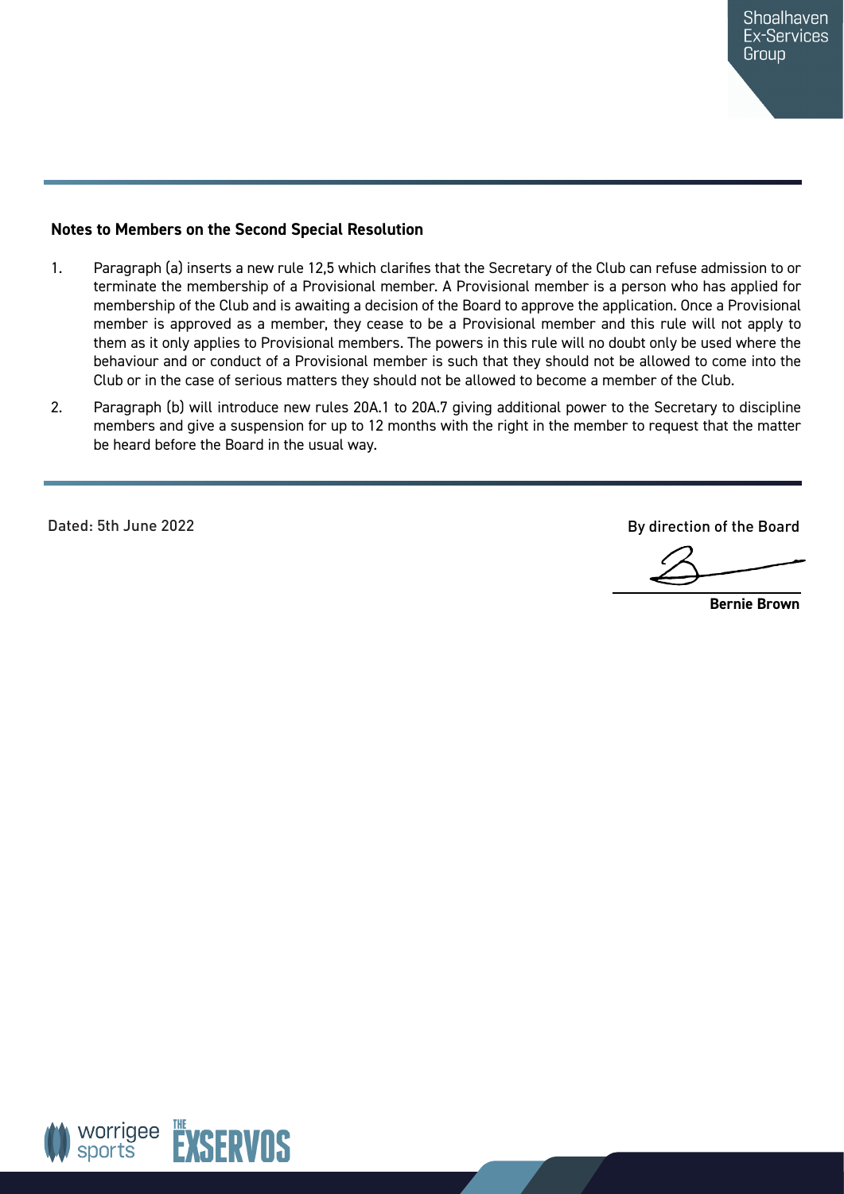**Notes to Members on the Second Special Resolution**

1. Paragraph (a) inserts a new rule 12,5 which clarifies that the Secretary of the Club can refuse admission to or terminate the membership of a Provisional member. A Provisional member is a person who has applied for membership of the Club and is awaiting a decision of the Board to approve the application. Once a Provisional member is approved as a member, they cease to be a Provisional member and this rule will not apply to them as it only applies to Provisional members. The powers in this rule will no doubt only be used where the behaviour and or conduct of a Provisional member is such that they should not be allowed to come into the Club or in the case of serious matters they should not be allowed to become a member of the Club.
2. Paragraph (b) will introduce new rules 20A.1 to 20A.7 giving additional power to the Secretary to discipline members and give a suspension for up to 12 months with the right in the member to request that the matter be heard before the Board in the usual way.

Dated: 5th June 2022

By direction of the Board

**Bernie Brown**